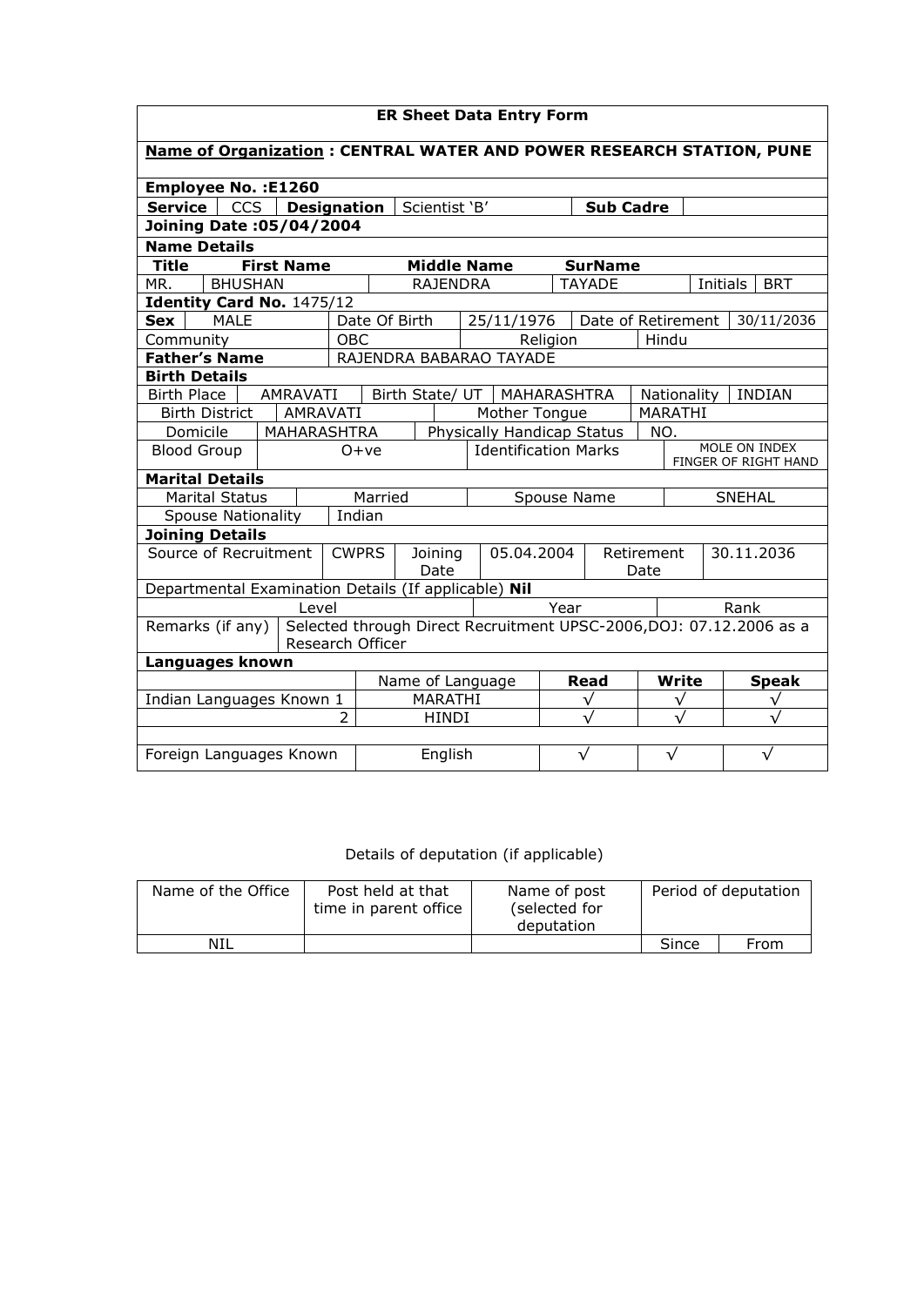# ER Sheet Data Entry Form

**Name of Organization : CENTRAL WATER AND POWER RESEARCH STATION, PUNE**

**Employee No. :E1260**

| **Service** | CCS | **Designation** | Scientist 'B' | **Sub Cadre** | |
|---|---|---|---|---|---|

**Joining Date :05/04/2004**

**Name Details**

| **Title** | **First Name** | **Middle Name** | **SurName** | | |
|---|---|---|---|---|---|
| MR. | BHUSHAN | RAJENDRA | TAYADE | Initials | BRT |

**Identity Card No.** 1475/12

| **Sex** | MALE | Date Of Birth | 25/11/1976 | Date of Retirement | 30/11/2036 |
|---|---|---|---|---|---|
| Community | OBC | Religion | Hindu | | |
| **Father's Name** | RAJENDRA BABARAO TAYADE | | | | |

**Birth Details**

| Birth Place | AMRAVATI | Birth State/ UT | MAHARASHTRA | Nationality | INDIAN |
|---|---|---|---|---|---|
| Birth District | AMRAVATI | Mother Tongue | MARATHI | | |
| Domicile | MAHARASHTRA | Physically Handicap Status | NO. | | |
| Blood Group | O+ve | Identification Marks | MOLE ON INDEX FINGER OF RIGHT HAND | | |

**Marital Details**

| Marital Status | Married | Spouse Name | SNEHAL |
|---|---|---|---|
| Spouse Nationality | Indian | | |

**Joining Details**

| Source of Recruitment | CWPRS | Joining Date | 05.04.2004 | Retirement Date | 30.11.2036 |
|---|---|---|---|---|---|

Departmental Examination Details (If applicable) **Nil**

| Level | Year | Rank |
|---|---|---|
| | | |

| Remarks (if any) | Selected through Direct Recruitment UPSC-2006,DOJ: 07.12.2006 as a Research Officer |
|---|---|

**Languages known**

| | | Name of Language | **Read** | **Write** | **Speak** |
|---|---|---|---|---|---|
| Indian Languages Known | 1 | MARATHI | √ | √ | √ |
| | 2 | HINDI | √ | √ | √ |
| | | | | | |
| Foreign Languages Known | | English | √ | √ | √ |

Details of deputation (if applicable)

| Name of the Office | Post held at that time in parent office | Name of post (selected for deputation | Period of deputation | |
|---|---|---|---|---|
| | | | Since | From |
| NIL | | | | |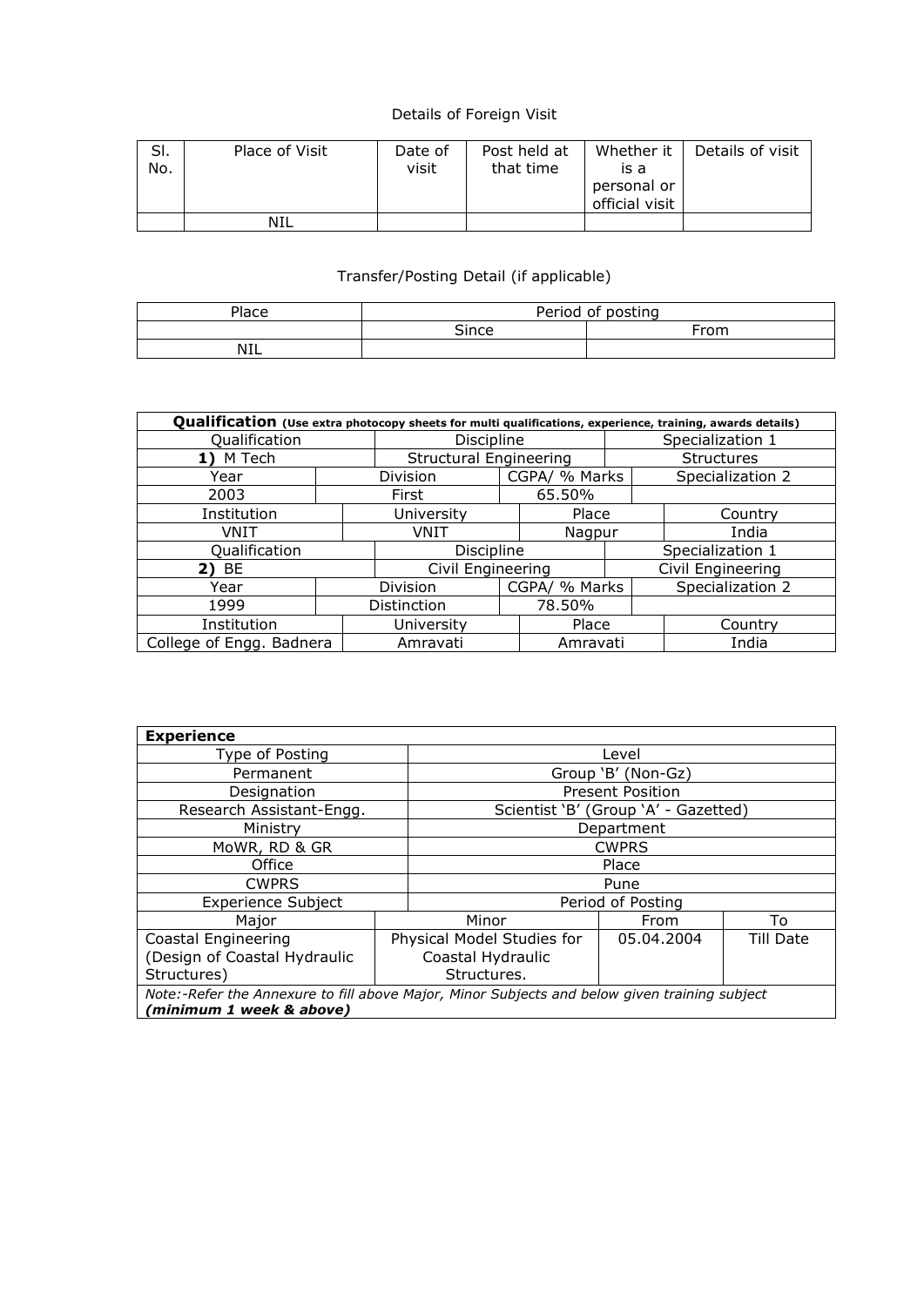Details of Foreign Visit

| Sl. No. | Place of Visit | Date of visit | Post held at that time | Whether it is a personal or official visit | Details of visit |
|---|---|---|---|---|---|
| | NIL | | | | |

Transfer/Posting Detail (if applicable)

| Place | Period of posting | |
|---|---|---|
| | Since | From |
| NIL | | |

| **Qualification** (Use extra photocopy sheets for multi qualifications, experience, training, awards details) | | | |
|---|---|---|---|
| Qualification | Discipline | | Specialization 1 |
| **1)** M Tech | Structural Engineering | | Structures |
| Year | Division | CGPA/ % Marks | Specialization 2 |
| 2003 | First | 65.50% | |
| Institution | University | Place | Country |
| VNIT | VNIT | Nagpur | India |
| Qualification | Discipline | | Specialization 1 |
| **2)** BE | Civil Engineering | | Civil Engineering |
| Year | Division | CGPA/ % Marks | Specialization 2 |
| 1999 | Distinction | 78.50% | |
| Institution | University | Place | Country |
| College of Engg. Badnera | Amravati | Amravati | India |

| **Experience** | | | |
|---|---|---|---|
| Type of Posting | Level | | |
| Permanent | Group 'B' (Non-Gz) | | |
| Designation | Present Position | | |
| Research Assistant-Engg. | Scientist 'B' (Group 'A' - Gazetted) | | |
| Ministry | Department | | |
| MoWR, RD & GR | CWPRS | | |
| Office | Place | | |
| CWPRS | Pune | | |
| Experience Subject | | Period of Posting | |
| Major | Minor | From | To |
| Coastal Engineering (Design of Coastal Hydraulic Structures) | Physical Model Studies for Coastal Hydraulic Structures. | 05.04.2004 | Till Date |
| Note:-Refer the Annexure to fill above Major, Minor Subjects and below given training subject ***(minimum 1 week & above)*** | | | |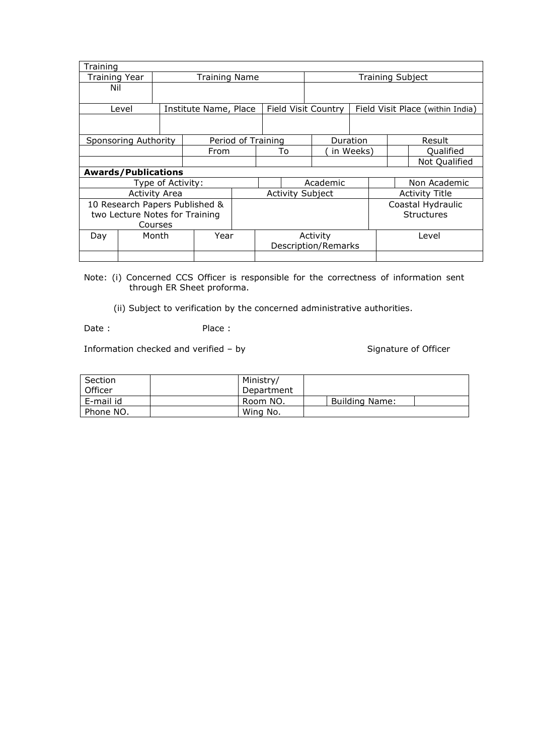| Training | | | | | | | |
|---|---|---|---|---|---|---|---|
| Training Year | Training Name | | | Training Subject | | | |
| Nil | | | | | | | |
| Level | Institute Name, Place | | Field Visit Country | | Field Visit Place (within India) | | |
| | | | | | | | |
| Sponsoring Authority | Period of Training | | | Duration | Result | | |
| | From | | To | ( in Weeks) | | Qualified | |
| | | | | | | Not Qualified | |
| **Awards/Publications** | | | | | | | |
| Type of Activity: | | | Academic | | | Non Academic | |
| Activity Area | | Activity Subject | | | Activity Title | | |
| 10 Research Papers Published & two Lecture Notes for Training Courses | | | | | Coastal Hydraulic Structures | | |
| Day | Month | Year | Activity Description/Remarks | | Level | | |
| | | | | | | | |

Note: (i) Concerned CCS Officer is responsible for the correctness of information sent through ER Sheet proforma.

(ii) Subject to verification by the concerned administrative authorities.

Date : Place :

Information checked and verified – by Signature of Officer

| | | | | | |
|---|---|---|---|---|---|
| Section Officer | | Ministry/ Department | | | |
| E-mail id | | Room NO. | | Building Name: | |
| Phone NO. | | Wing No. | | | |